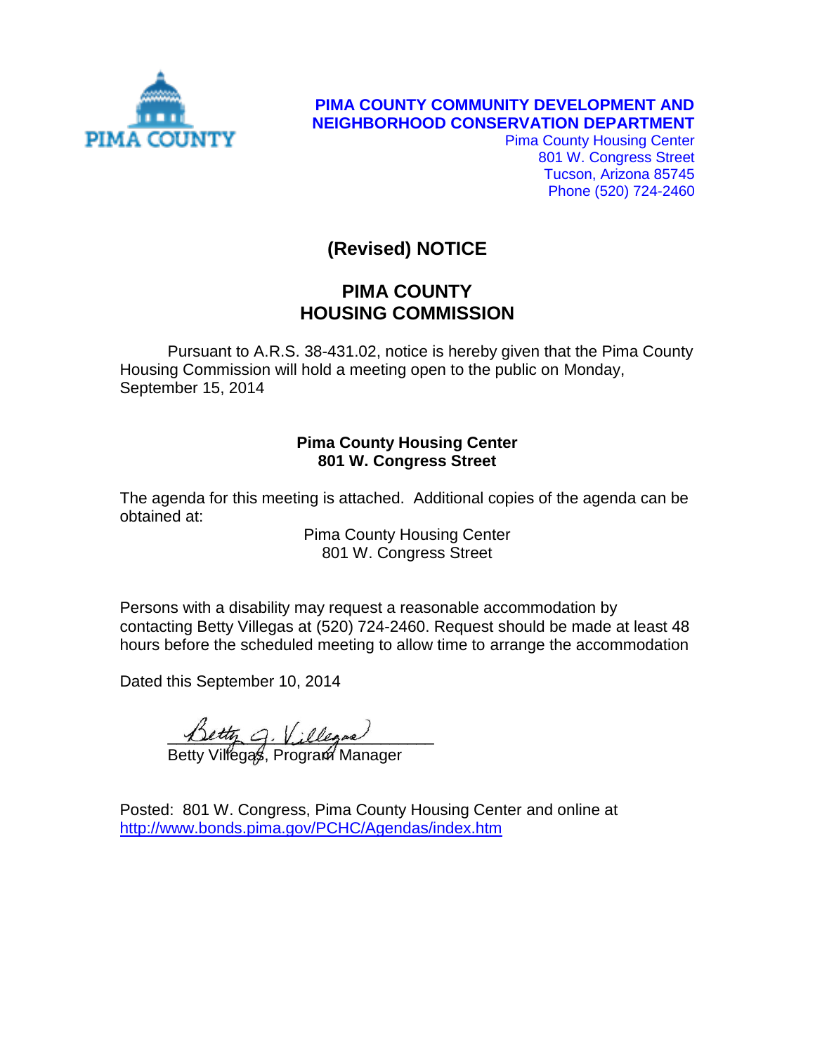PIMA COUNTY

**PIMA COUNTY COMMUNITY DEVELOPMENT AND NEIGHBORHOOD CONSERVATION DEPARTMENT**
Pima County Housing Center
801 W. Congress Street
Tucson, Arizona 85745
Phone (520) 724-2460

# (Revised) NOTICE

# PIMA COUNTY HOUSING COMMISSION

Pursuant to A.R.S. 38-431.02, notice is hereby given that the Pima County Housing Commission will hold a meeting open to the public on Monday, September 15, 2014

**Pima County Housing Center**
**801 W. Congress Street**

The agenda for this meeting is attached. Additional copies of the agenda can be obtained at:

Pima County Housing Center
801 W. Congress Street

Persons with a disability may request a reasonable accommodation by contacting Betty Villegas at (520) 724-2460. Request should be made at least 48 hours before the scheduled meeting to allow time to arrange the accommodation

Dated this September 10, 2014

*Betty G. Villegas*
Betty Villegas, Program Manager

Posted: 801 W. Congress, Pima County Housing Center and online at http://www.bonds.pima.gov/PCHC/Agendas/index.htm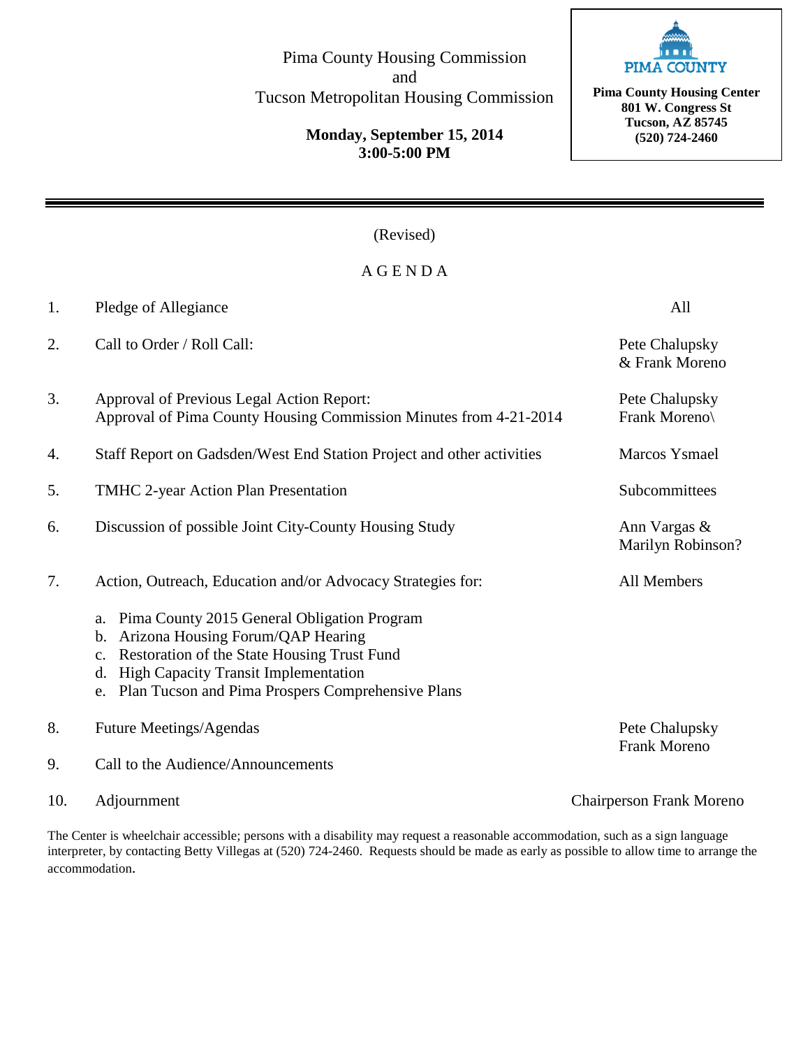Pima County Housing Commission
and
Tucson Metropolitan Housing Commission

**Monday, September 15, 2014**
**3:00-5:00 PM**

PIMA COUNTY

**Pima County Housing Center**
**801 W. Congress St**
**Tucson, AZ 85745**
**(520) 724-2460**

(Revised)

# A G E N D A

| | | |
|---|---|---|
| 1. | Pledge of Allegiance | All |
| 2. | Call to Order / Roll Call: | Pete Chalupsky & Frank Moreno |
| 3. | Approval of Previous Legal Action Report: Approval of Pima County Housing Commission Minutes from 4-21-2014 | Pete Chalupsky Frank Moreno\ |
| 4. | Staff Report on Gadsden/West End Station Project and other activities | Marcos Ysmael |
| 5. | TMHC 2-year Action Plan Presentation | Subcommittees |
| 6. | Discussion of possible Joint City-County Housing Study | Ann Vargas & Marilyn Robinson? |
| 7. | Action, Outreach, Education and/or Advocacy Strategies for: | All Members |

   a. Pima County 2015 General Obligation Program
   b. Arizona Housing Forum/QAP Hearing
   c. Restoration of the State Housing Trust Fund
   d. High Capacity Transit Implementation
   e. Plan Tucson and Pima Prospers Comprehensive Plans

| | | |
|---|---|---|
| 8. | Future Meetings/Agendas | Pete Chalupsky Frank Moreno |
| 9. | Call to the Audience/Announcements | |
| 10. | Adjournment | Chairperson Frank Moreno |

The Center is wheelchair accessible; persons with a disability may request a reasonable accommodation, such as a sign language interpreter, by contacting Betty Villegas at (520) 724-2460. Requests should be made as early as possible to allow time to arrange the accommodation.